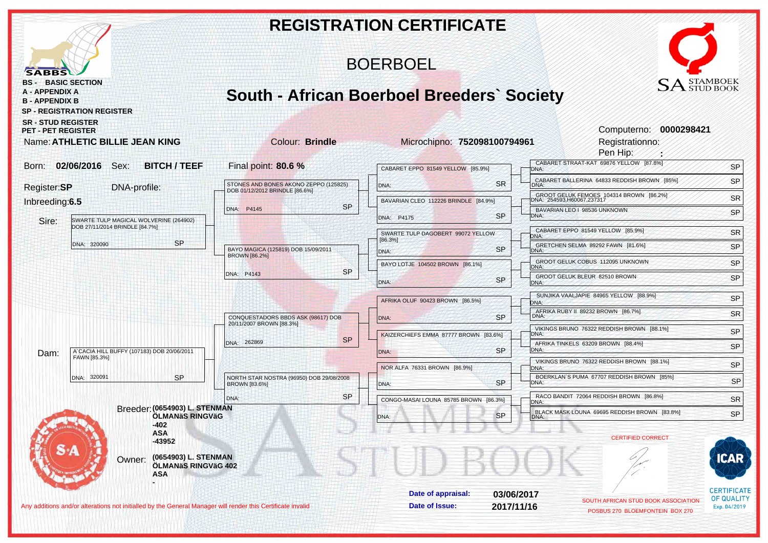# REGISTRATION CERTIFICATE

## BOERBOEL

## South - African Boerboel Breeders` Society

SABBS

- BS - BASIC SECTION
- A - APPENDIX A
- B - APPENDIX B
- SP - REGISTRATION REGISTER
- SR - STUD REGISTER
- PET - PET REGISTER

SA STAMBOEK STUD BOOK

**Name:** ATHLETIC BILLIE JEAN KING  
**Colour:** Brindle  
**Microchipno:** 752098100794961  
**Computerno:** 0000298421  
**Registrationno:**  
**Pen Hip:** :

**Born:** 02/06/2016  
**Sex:** BITCH / TEEF  
**Final point:** 80.6 %  
**Register:** SP  
**DNA-profile:**  
**Inbreeding:** 6.5

## Pedigree

| | Parents | Grandparents | Great-grandparents | Great-great-grandparents |
|---|---|---|---|---|
| Sire: | SWARTE TULP MAGICAL WOLVERINE (264902) DOB 27/11/2014 BRINDLE [84.7%] DNA: 320090 SP | STONES AND BONES AKONO ZEPPO (125825) DOB 01/12/2012 BRINDLE [86.6%] DNA: P4145 SP | CABARET EPPO 81549 YELLOW [85.9%] DNA: SR | CABARET STRAAT-KAT 69876 YELLOW [87.8%] DNA: SP |
| | | | | CABARET BALLERINA 64833 REDDISH BROWN [85%] DNA: SP |
| | | | BAVARIAN CLEO 112226 BRINDLE [84.9%] DNA: P4175 SP | GROOT GELUK FEMOES 104314 BROWN [86.2%] DNA: 254593,H60067,237317 SR |
| | | | | BAVARIAN LEO I 98536 UNKNOWN DNA: SP |
| | | BAYO MAGICA (125819) DOB 15/09/2011 BROWN [86.2%] DNA: P4143 SP | SWARTE TULP DAGOBERT 99072 YELLOW [86.3%] DNA: SP | CABARET EPPO 81549 YELLOW [85.9%] DNA: SR |
| | | | | GRETCHEN SELMA 89292 FAWN [81.6%] DNA: SP |
| | | | BAYO LOTJE 104502 BROWN [86.1%] DNA: SP | GROOT GELUK COBUS 112095 UNKNOWN DNA: SP |
| | | | | GROOT GELUK BLEUR 82510 BROWN DNA: SP |
| Dam: | A CACIA HILL BUFFY (107183) DOB 20/06/2011 FAWN [85.3%] DNA: 320091 SP | CONQUESTADORS BBDS ASK (98617) DOB 20/11/2007 BROWN [88.3%] DNA: 262869 SP | AFRIKA OLUF 90423 BROWN [86.5%] DNA: SP | SUNJIKA VAALJAPIE 84965 YELLOW [88.9%] DNA: SP |
| | | | | AFRIKA RUBY II 89232 BROWN [86.7%] DNA: SR |
| | | | KAIZERCHIEFS EMMA 87777 BROWN [83.6%] DNA: SP | VIKINGS BRUNO 76322 REDDISH BROWN [88.1%] DNA: SP |
| | | | | AFRIKA TINKELS 63209 BROWN [88.4%] DNA: SP |
| | | NORTH STAR NOSTRA (96950) DOB 29/08/2008 BROWN [83.6%] DNA: SP | NOR ALFA 76331 BROWN [86.9%] DNA: SP | VIKINGS BRUNO 76322 REDDISH BROWN [88.1%] DNA: SP |
| | | | | BOERKLAN`S PUMA 67707 REDDISH BROWN [85%] DNA: SP |
| | | | CONGO-MASAI LOUNA 85785 BROWN [86.3%] DNA: SP | RACO BANDIT 72064 REDDISH BROWN [86.8%] DNA: SR |
| | | | | BLACK MASK LOUNA 69695 REDDISH BROWN [83.8%] DNA: SP |

**Breeder:** (0654903) L. STENMAN ÖLMANäS RINGVäG -402 ASA -43952

**Owner:** (0654903) L. STENMAN ÖLMANäS RINGVäG 402 ASA -

CERTIFIED CORRECT

**Date of appraisal:** 03/06/2017  
**Date of Issue:** 2017/11/16

SOUTH AFRICAN STUD BOOK ASSOCIATION  
POSBUS 270 BLOEMFONTEIN BOX 270

ICAR CERTIFICATE OF QUALITY Exp. 04/2019

Any additions and/or alterations not initialled by the General Manager will render this Certificate invalid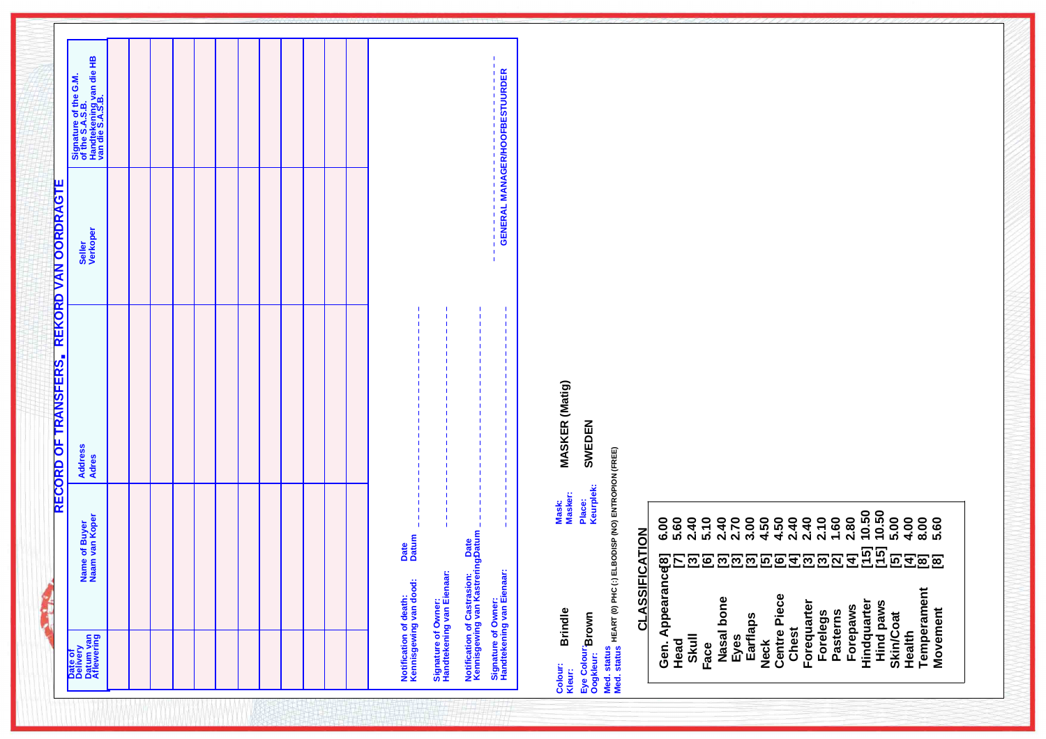# RECORD OF TRANSFERS. REKORD VAN OORDRAGTE

| Date of Delivery / Datum van Aflewering | Name of Buyer / Naam van Koper | Address / Adres | Seller / Verkoper | Signature of the G.M. of the S.A.S.B. / Handtekening van die HB van die S.A.S.B. |
|---|---|---|---|---|
| | | | | |
| | | | | |
| | | | | |
| | | | | |
| | | | | |
| | | | | |
| | | | | |
| | | | | |
| | | | | |
| | | | | |
| | | | | |
| | | | | |

Notification of death: / Kennisgewing van dood: Date / Datum ------------------------

Signature of Owner: / Handtekening van Eienaar: ------------------------

Notification of Castrasion: / Kennisgewing van Kastrering Date / Datum ------------------------

Signature of Owner: / Handtekening van Eienaar: ------------------------ ------------------------

GENERAL MANAGER/HOOFBESTUURDER

Colour: / Kleur: Brindle

Mask: / Masker: MASKER (Matig)

Eye Colour: / Oogkleur: Brown

Place: / Keurplek: SWEDEN

Med. status / Med. status HEART (0) PHC (-) ELBODISP (NO) ENTROPION (FREE)

## CLASSIFICATION

| | | |
|---|---|---|
| Gen. Appearance | [8] | 6.00 |
| Head | [7] | 5.60 |
| Skull | [3] | 2.40 |
| Face | [6] | 5.10 |
| Nasal bone | [3] | 2.40 |
| Eyes | [3] | 2.70 |
| Earflaps | [3] | 3.00 |
| Neck | [5] | 4.50 |
| Centre Piece | [6] | 4.50 |
| Chest | [4] | 2.40 |
| Forequarter | [3] | 2.40 |
| Forelegs | [3] | 2.10 |
| Pasterns | [2] | 1.60 |
| Forepaws | [4] | 2.80 |
| Hindquarter | [15] | 10.50 |
| Hind paws | [15] | 10.50 |
| Skin/Coat | [5] | 5.00 |
| Health | [4] | 4.00 |
| Temperament | [8] | 8.00 |
| Movement | [8] | 5.60 |